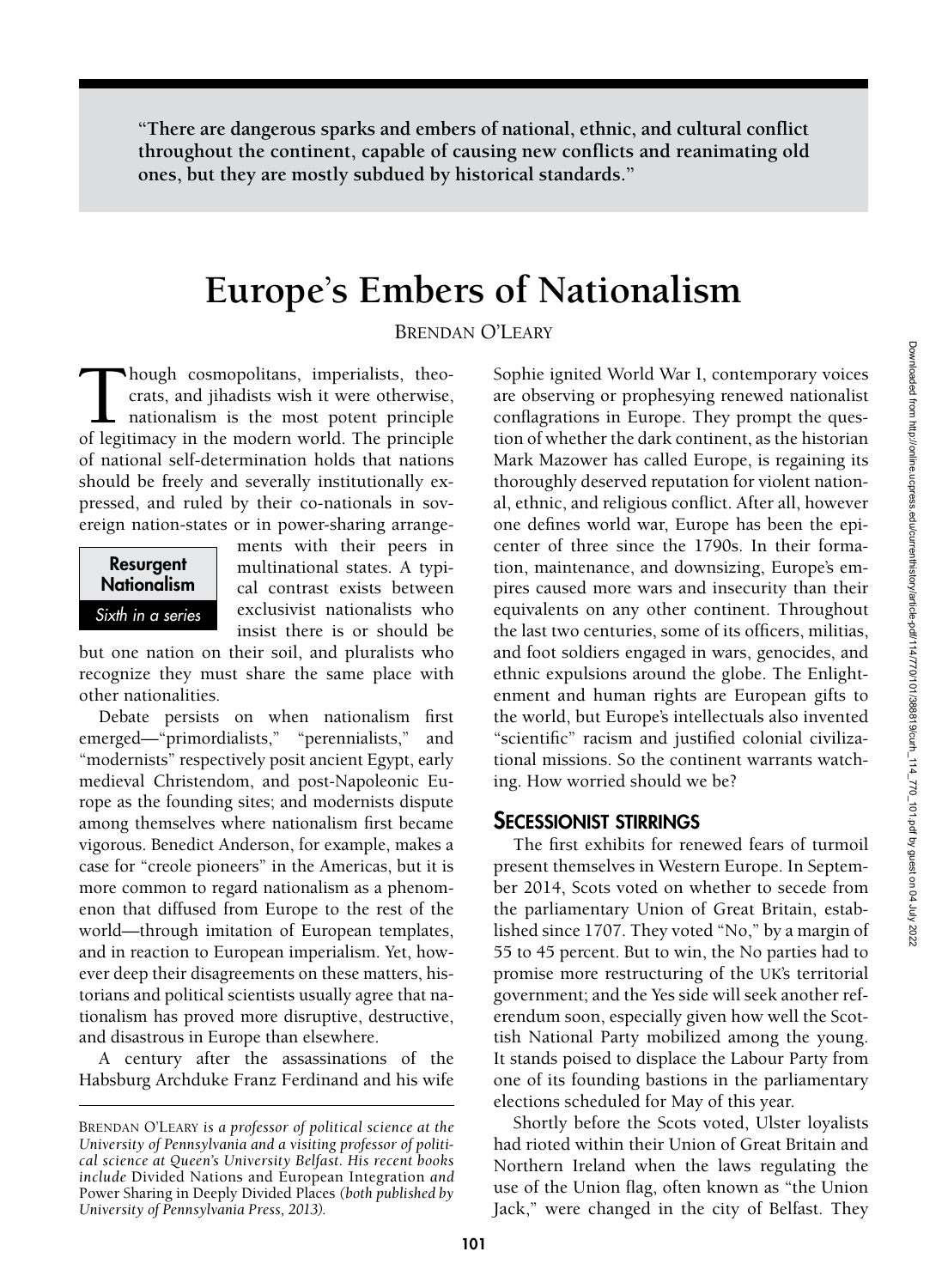> **"There are dangerous sparks and embers of national, ethnic, and cultural conflict throughout the continent, capable of causing new conflicts and reanimating old ones, but they are mostly subdued by historical standards."**

# Europe's Embers of Nationalism

BRENDAN O'LEARY

**Resurgent Nationalism**
*Sixth in a series*

Though cosmopolitans, imperialists, theocrats, and jihadists wish it were otherwise, nationalism is the most potent principle of legitimacy in the modern world. The principle of national self-determination holds that nations should be freely and severally institutionally expressed, and ruled by their co-nationals in sovereign nation-states or in power-sharing arrangements with their peers in multinational states. A typical contrast exists between exclusivist nationalists who insist there is or should be but one nation on their soil, and pluralists who recognize they must share the same place with other nationalities.

Debate persists on when nationalism first emerged—"primordialists," "perennialists," and "modernists" respectively posit ancient Egypt, early medieval Christendom, and post-Napoleonic Europe as the founding sites; and modernists dispute among themselves where nationalism first became vigorous. Benedict Anderson, for example, makes a case for "creole pioneers" in the Americas, but it is more common to regard nationalism as a phenomenon that diffused from Europe to the rest of the world—through imitation of European templates, and in reaction to European imperialism. Yet, however deep their disagreements on these matters, historians and political scientists usually agree that nationalism has proved more disruptive, destructive, and disastrous in Europe than elsewhere.

A century after the assassinations of the Habsburg Archduke Franz Ferdinand and his wife Sophie ignited World War I, contemporary voices are observing or prophesying renewed nationalist conflagrations in Europe. They prompt the question of whether the dark continent, as the historian Mark Mazower has called Europe, is regaining its thoroughly deserved reputation for violent national, ethnic, and religious conflict. After all, however one defines world war, Europe has been the epicenter of three since the 1790s. In their formation, maintenance, and downsizing, Europe's empires caused more wars and insecurity than their equivalents on any other continent. Throughout the last two centuries, some of its officers, militias, and foot soldiers engaged in wars, genocides, and ethnic expulsions around the globe. The Enlightenment and human rights are European gifts to the world, but Europe's intellectuals also invented "scientific" racism and justified colonial civilizational missions. So the continent warrants watching. How worried should we be?

## SECESSIONIST STIRRINGS

The first exhibits for renewed fears of turmoil present themselves in Western Europe. In September 2014, Scots voted on whether to secede from the parliamentary Union of Great Britain, established since 1707. They voted "No," by a margin of 55 to 45 percent. But to win, the No parties had to promise more restructuring of the UK's territorial government; and the Yes side will seek another referendum soon, especially given how well the Scottish National Party mobilized among the young. It stands poised to displace the Labour Party from one of its founding bastions in the parliamentary elections scheduled for May of this year.

Shortly before the Scots voted, Ulster loyalists had rioted within their Union of Great Britain and Northern Ireland when the laws regulating the use of the Union flag, often known as "the Union Jack," were changed in the city of Belfast. They

---

BRENDAN O'LEARY *is a professor of political science at the University of Pennsylvania and a visiting professor of political science at Queen's University Belfast. His recent books include* Divided Nations and European Integration *and* Power Sharing in Deeply Divided Places *(both published by University of Pennsylvania Press, 2013).*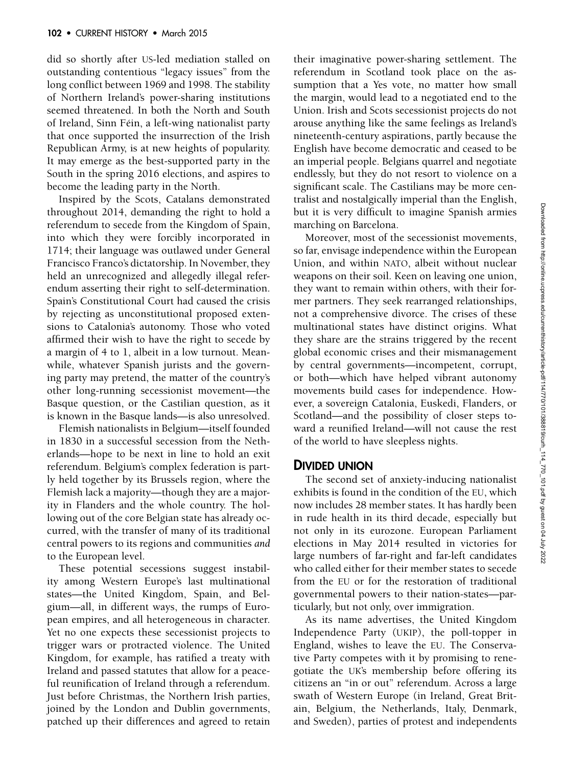did so shortly after US-led mediation stalled on outstanding contentious "legacy issues" from the long conflict between 1969 and 1998. The stability of Northern Ireland's power-sharing institutions seemed threatened. In both the North and South of Ireland, Sinn Féin, a left-wing nationalist party that once supported the insurrection of the Irish Republican Army, is at new heights of popularity. It may emerge as the best-supported party in the South in the spring 2016 elections, and aspires to become the leading party in the North.

Inspired by the Scots, Catalans demonstrated throughout 2014, demanding the right to hold a referendum to secede from the Kingdom of Spain, into which they were forcibly incorporated in 1714; their language was outlawed under General Francisco Franco's dictatorship. In November, they held an unrecognized and allegedly illegal referendum asserting their right to self-determination. Spain's Constitutional Court had caused the crisis by rejecting as unconstitutional proposed extensions to Catalonia's autonomy. Those who voted affirmed their wish to have the right to secede by a margin of 4 to 1, albeit in a low turnout. Meanwhile, whatever Spanish jurists and the governing party may pretend, the matter of the country's other long-running secessionist movement—the Basque question, or the Castilian question, as it is known in the Basque lands—is also unresolved.

Flemish nationalists in Belgium—itself founded in 1830 in a successful secession from the Netherlands—hope to be next in line to hold an exit referendum. Belgium's complex federation is partly held together by its Brussels region, where the Flemish lack a majority—though they are a majority in Flanders and the whole country. The hollowing out of the core Belgian state has already occurred, with the transfer of many of its traditional central powers to its regions and communities *and* to the European level.

These potential secessions suggest instability among Western Europe's last multinational states—the United Kingdom, Spain, and Belgium—all, in different ways, the rumps of European empires, and all heterogeneous in character. Yet no one expects these secessionist projects to trigger wars or protracted violence. The United Kingdom, for example, has ratified a treaty with Ireland and passed statutes that allow for a peaceful reunification of Ireland through a referendum. Just before Christmas, the Northern Irish parties, joined by the London and Dublin governments, patched up their differences and agreed to retain their imaginative power-sharing settlement. The referendum in Scotland took place on the assumption that a Yes vote, no matter how small the margin, would lead to a negotiated end to the Union. Irish and Scots secessionist projects do not arouse anything like the same feelings as Ireland's nineteenth-century aspirations, partly because the English have become democratic and ceased to be an imperial people. Belgians quarrel and negotiate endlessly, but they do not resort to violence on a significant scale. The Castilians may be more centralist and nostalgically imperial than the English, but it is very difficult to imagine Spanish armies marching on Barcelona.

Moreover, most of the secessionist movements, so far, envisage independence within the European Union, and within NATO, albeit without nuclear weapons on their soil. Keen on leaving one union, they want to remain within others, with their former partners. They seek rearranged relationships, not a comprehensive divorce. The crises of these multinational states have distinct origins. What they share are the strains triggered by the recent global economic crises and their mismanagement by central governments—incompetent, corrupt, or both—which have helped vibrant autonomy movements build cases for independence. However, a sovereign Catalonia, Euskedi, Flanders, or Scotland—and the possibility of closer steps toward a reunified Ireland—will not cause the rest of the world to have sleepless nights.

## DIVIDED UNION

The second set of anxiety-inducing nationalist exhibits is found in the condition of the EU, which now includes 28 member states. It has hardly been in rude health in its third decade, especially but not only in its eurozone. European Parliament elections in May 2014 resulted in victories for large numbers of far-right and far-left candidates who called either for their member states to secede from the EU or for the restoration of traditional governmental powers to their nation-states—particularly, but not only, over immigration.

As its name advertises, the United Kingdom Independence Party (UKIP), the poll-topper in England, wishes to leave the EU. The Conservative Party competes with it by promising to renegotiate the UK's membership before offering its citizens an "in or out" referendum. Across a large swath of Western Europe (in Ireland, Great Britain, Belgium, the Netherlands, Italy, Denmark, and Sweden), parties of protest and independents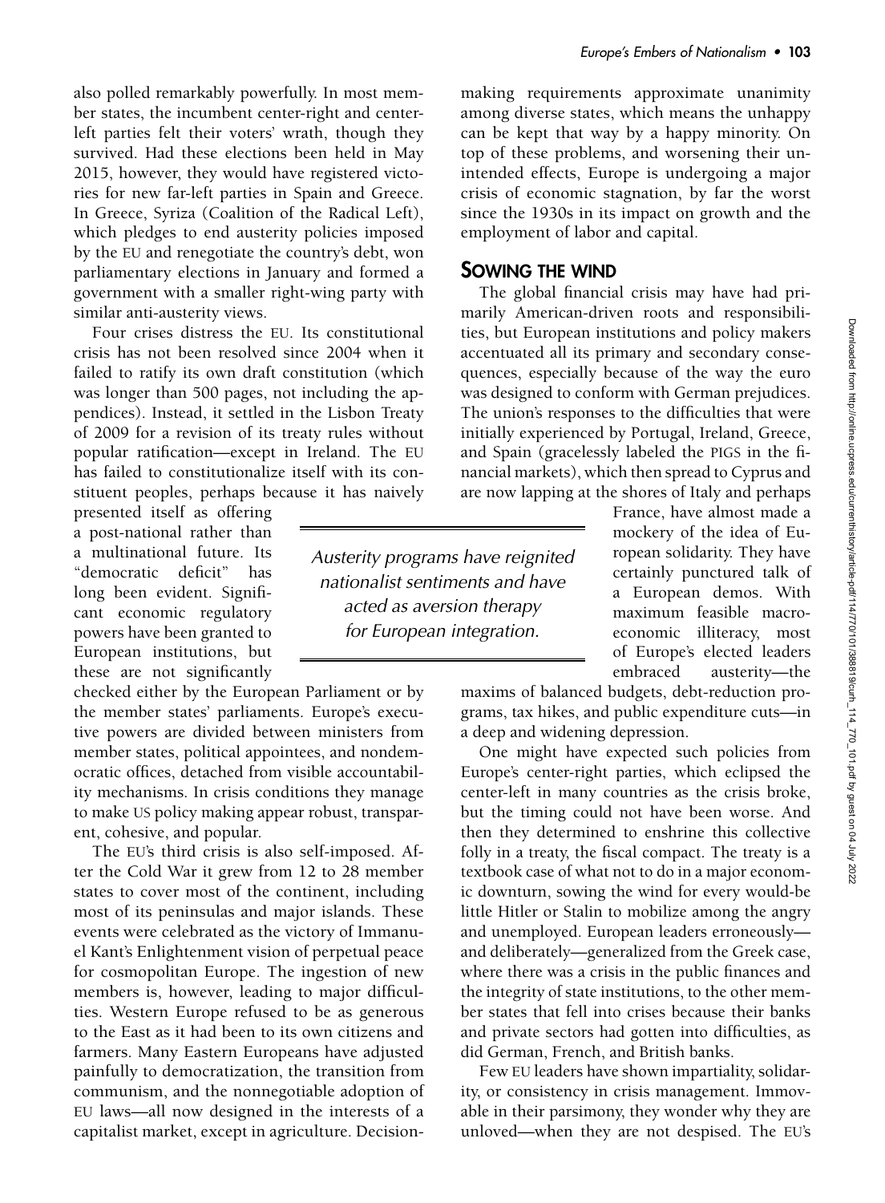also polled remarkably powerfully. In most member states, the incumbent center-right and center-left parties felt their voters' wrath, though they survived. Had these elections been held in May 2015, however, they would have registered victories for new far-left parties in Spain and Greece. In Greece, Syriza (Coalition of the Radical Left), which pledges to end austerity policies imposed by the EU and renegotiate the country's debt, won parliamentary elections in January and formed a government with a smaller right-wing party with similar anti-austerity views.

Four crises distress the EU. Its constitutional crisis has not been resolved since 2004 when it failed to ratify its own draft constitution (which was longer than 500 pages, not including the appendices). Instead, it settled in the Lisbon Treaty of 2009 for a revision of its treaty rules without popular ratification—except in Ireland. The EU has failed to constitutionalize itself with its constituent peoples, perhaps because it has naively presented itself as offering a post-national rather than a multinational future. Its "democratic deficit" has long been evident. Significant economic regulatory powers have been granted to European institutions, but these are not significantly checked either by the European Parliament or by the member states' parliaments. Europe's executive powers are divided between ministers from member states, political appointees, and nondemocratic offices, detached from visible accountability mechanisms. In crisis conditions they manage to make US policy making appear robust, transparent, cohesive, and popular.

*Austerity programs have reignited nationalist sentiments and have acted as aversion therapy for European integration.*

The EU's third crisis is also self-imposed. After the Cold War it grew from 12 to 28 member states to cover most of the continent, including most of its peninsulas and major islands. These events were celebrated as the victory of Immanuel Kant's Enlightenment vision of perpetual peace for cosmopolitan Europe. The ingestion of new members is, however, leading to major difficulties. Western Europe refused to be as generous to the East as it had been to its own citizens and farmers. Many Eastern Europeans have adjusted painfully to democratization, the transition from communism, and the nonnegotiable adoption of EU laws—all now designed in the interests of a capitalist market, except in agriculture. Decision-making requirements approximate unanimity among diverse states, which means the unhappy can be kept that way by a happy minority. On top of these problems, and worsening their unintended effects, Europe is undergoing a major crisis of economic stagnation, by far the worst since the 1930s in its impact on growth and the employment of labor and capital.

## Sowing the wind

The global financial crisis may have had primarily American-driven roots and responsibilities, but European institutions and policy makers accentuated all its primary and secondary consequences, especially because of the way the euro was designed to conform with German prejudices. The union's responses to the difficulties that were initially experienced by Portugal, Ireland, Greece, and Spain (gracelessly labeled the PIGS in the financial markets), which then spread to Cyprus and are now lapping at the shores of Italy and perhaps France, have almost made a mockery of the idea of European solidarity. They have certainly punctured talk of a European demos. With maximum feasible macroeconomic illiteracy, most of Europe's elected leaders embraced austerity—the maxims of balanced budgets, debt-reduction programs, tax hikes, and public expenditure cuts—in a deep and widening depression.

One might have expected such policies from Europe's center-right parties, which eclipsed the center-left in many countries as the crisis broke, but the timing could not have been worse. And then they determined to enshrine this collective folly in a treaty, the fiscal compact. The treaty is a textbook case of what not to do in a major economic downturn, sowing the wind for every would-be little Hitler or Stalin to mobilize among the angry and unemployed. European leaders erroneously—and deliberately—generalized from the Greek case, where there was a crisis in the public finances and the integrity of state institutions, to the other member states that fell into crises because their banks and private sectors had gotten into difficulties, as did German, French, and British banks.

Few EU leaders have shown impartiality, solidarity, or consistency in crisis management. Immovable in their parsimony, they wonder why they are unloved—when they are not despised. The EU's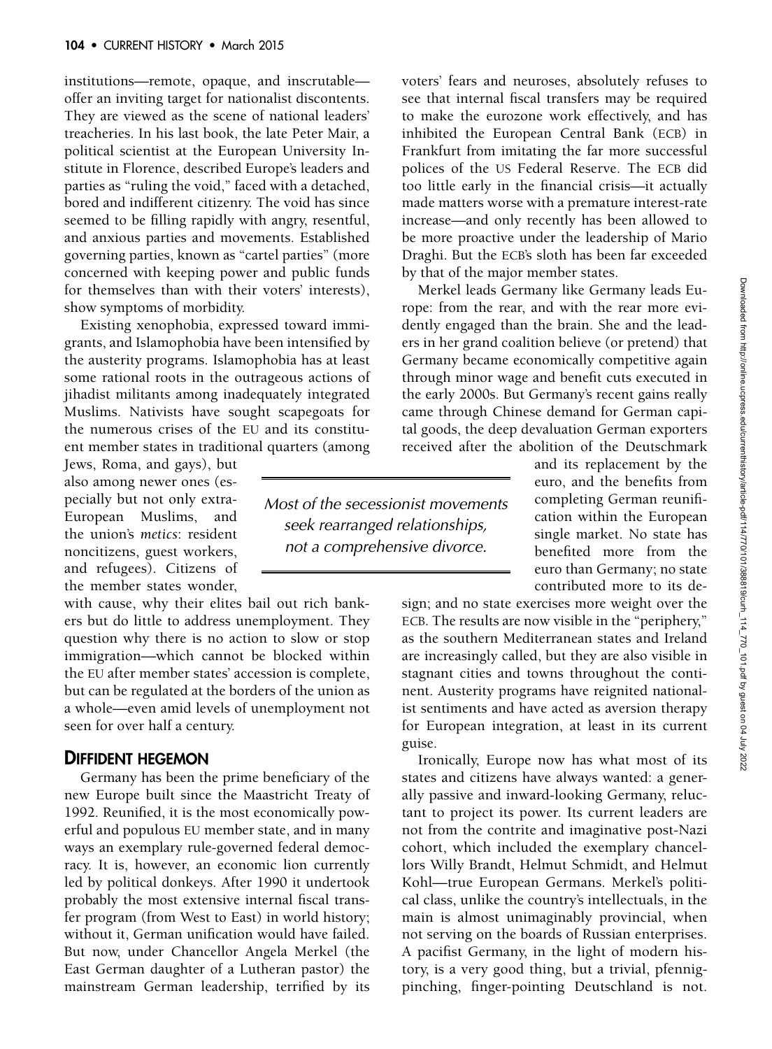institutions—remote, opaque, and inscrutable—offer an inviting target for nationalist discontents. They are viewed as the scene of national leaders' treacheries. In his last book, the late Peter Mair, a political scientist at the European University Institute in Florence, described Europe's leaders and parties as "ruling the void," faced with a detached, bored and indifferent citizenry. The void has since seemed to be filling rapidly with angry, resentful, and anxious parties and movements. Established governing parties, known as "cartel parties" (more concerned with keeping power and public funds for themselves than with their voters' interests), show symptoms of morbidity.

Existing xenophobia, expressed toward immigrants, and Islamophobia have been intensified by the austerity programs. Islamophobia has at least some rational roots in the outrageous actions of jihadist militants among inadequately integrated Muslims. Nativists have sought scapegoats for the numerous crises of the EU and its constituent member states in traditional quarters (among Jews, Roma, and gays), but also among newer ones (especially but not only extra-European Muslims, and the union's *metics*: resident noncitizens, guest workers, and refugees). Citizens of the member states wonder, with cause, why their elites bail out rich bankers but do little to address unemployment. They question why there is no action to slow or stop immigration—which cannot be blocked within the EU after member states' accession is complete, but can be regulated at the borders of the union as a whole—even amid levels of unemployment not seen for over half a century.

> *Most of the secessionist movements seek rearranged relationships, not a comprehensive divorce.*

## DIFFIDENT HEGEMON

Germany has been the prime beneficiary of the new Europe built since the Maastricht Treaty of 1992. Reunified, it is the most economically powerful and populous EU member state, and in many ways an exemplary rule-governed federal democracy. It is, however, an economic lion currently led by political donkeys. After 1990 it undertook probably the most extensive internal fiscal transfer program (from West to East) in world history; without it, German unification would have failed. But now, under Chancellor Angela Merkel (the East German daughter of a Lutheran pastor) the mainstream German leadership, terrified by its voters' fears and neuroses, absolutely refuses to see that internal fiscal transfers may be required to make the eurozone work effectively, and has inhibited the European Central Bank (ECB) in Frankfurt from imitating the far more successful polices of the US Federal Reserve. The ECB did too little early in the financial crisis—it actually made matters worse with a premature interest-rate increase—and only recently has been allowed to be more proactive under the leadership of Mario Draghi. But the ECB's sloth has been far exceeded by that of the major member states.

Merkel leads Germany like Germany leads Europe: from the rear, and with the rear more evidently engaged than the brain. She and the leaders in her grand coalition believe (or pretend) that Germany became economically competitive again through minor wage and benefit cuts executed in the early 2000s. But Germany's recent gains really came through Chinese demand for German capital goods, the deep devaluation German exporters received after the abolition of the Deutschmark and its replacement by the euro, and the benefits from completing German reunification within the European single market. No state has benefited more from the euro than Germany; no state contributed more to its design; and no state exercises more weight over the ECB. The results are now visible in the "periphery," as the southern Mediterranean states and Ireland are increasingly called, but they are also visible in stagnant cities and towns throughout the continent. Austerity programs have reignited nationalist sentiments and have acted as aversion therapy for European integration, at least in its current guise.

Ironically, Europe now has what most of its states and citizens have always wanted: a generally passive and inward-looking Germany, reluctant to project its power. Its current leaders are not from the contrite and imaginative post-Nazi cohort, which included the exemplary chancellors Willy Brandt, Helmut Schmidt, and Helmut Kohl—true European Germans. Merkel's political class, unlike the country's intellectuals, in the main is almost unimaginably provincial, when not serving on the boards of Russian enterprises. A pacifist Germany, in the light of modern history, is a very good thing, but a trivial, pfennig-pinching, finger-pointing Deutschland is not.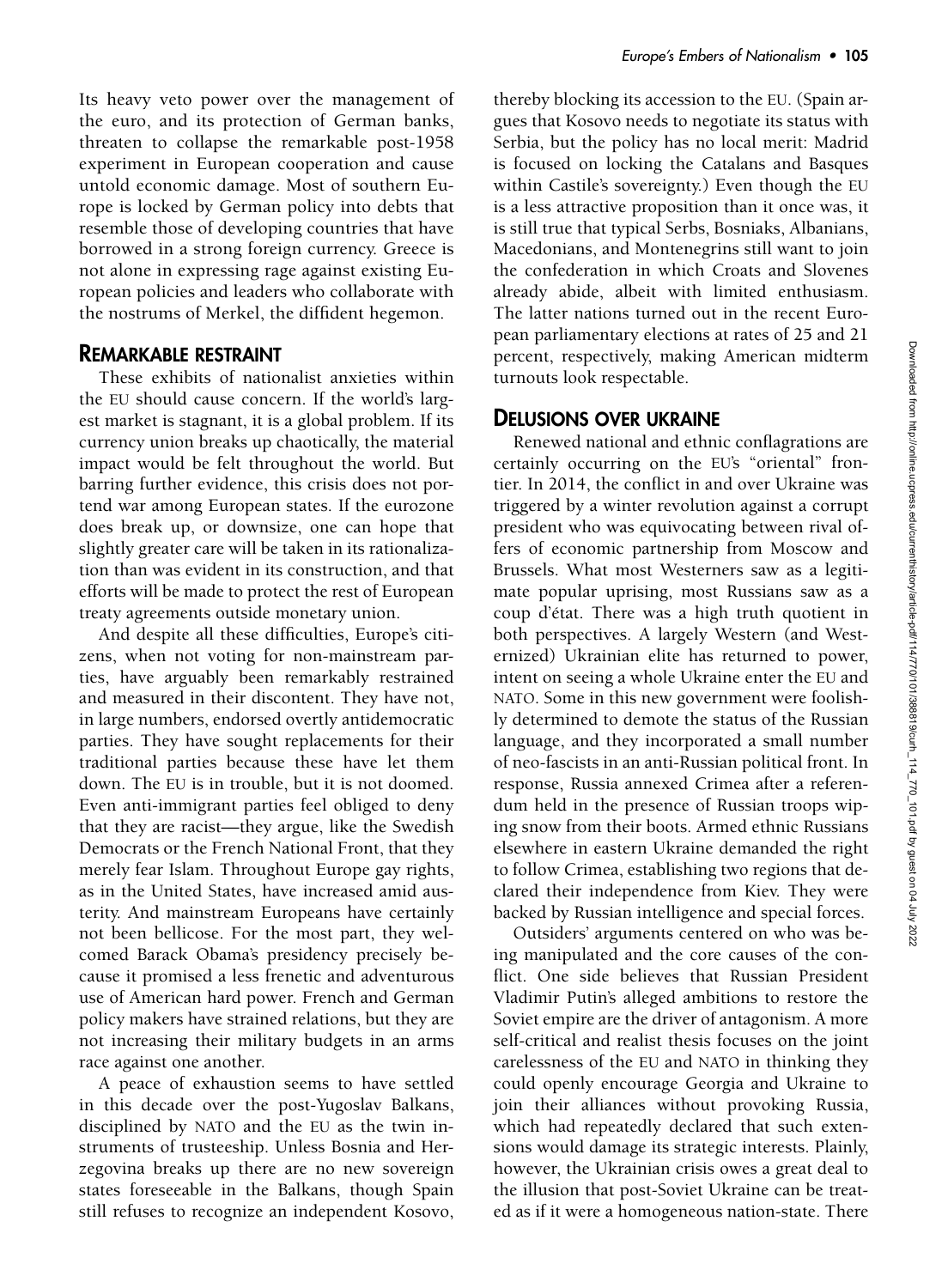Its heavy veto power over the management of the euro, and its protection of German banks, threaten to collapse the remarkable post-1958 experiment in European cooperation and cause untold economic damage. Most of southern Europe is locked by German policy into debts that resemble those of developing countries that have borrowed in a strong foreign currency. Greece is not alone in expressing rage against existing European policies and leaders who collaborate with the nostrums of Merkel, the diffident hegemon.

## Remarkable restraint

These exhibits of nationalist anxieties within the EU should cause concern. If the world's largest market is stagnant, it is a global problem. If its currency union breaks up chaotically, the material impact would be felt throughout the world. But barring further evidence, this crisis does not portend war among European states. If the eurozone does break up, or downsize, one can hope that slightly greater care will be taken in its rationalization than was evident in its construction, and that efforts will be made to protect the rest of European treaty agreements outside monetary union.

And despite all these difficulties, Europe's citizens, when not voting for non-mainstream parties, have arguably been remarkably restrained and measured in their discontent. They have not, in large numbers, endorsed overtly antidemocratic parties. They have sought replacements for their traditional parties because these have let them down. The EU is in trouble, but it is not doomed. Even anti-immigrant parties feel obliged to deny that they are racist—they argue, like the Swedish Democrats or the French National Front, that they merely fear Islam. Throughout Europe gay rights, as in the United States, have increased amid austerity. And mainstream Europeans have certainly not been bellicose. For the most part, they welcomed Barack Obama's presidency precisely because it promised a less frenetic and adventurous use of American hard power. French and German policy makers have strained relations, but they are not increasing their military budgets in an arms race against one another.

A peace of exhaustion seems to have settled in this decade over the post-Yugoslav Balkans, disciplined by NATO and the EU as the twin instruments of trusteeship. Unless Bosnia and Herzegovina breaks up there are no new sovereign states foreseeable in the Balkans, though Spain still refuses to recognize an independent Kosovo, thereby blocking its accession to the EU. (Spain argues that Kosovo needs to negotiate its status with Serbia, but the policy has no local merit: Madrid is focused on locking the Catalans and Basques within Castile's sovereignty.) Even though the EU is a less attractive proposition than it once was, it is still true that typical Serbs, Bosniaks, Albanians, Macedonians, and Montenegrins still want to join the confederation in which Croats and Slovenes already abide, albeit with limited enthusiasm. The latter nations turned out in the recent European parliamentary elections at rates of 25 and 21 percent, respectively, making American midterm turnouts look respectable.

## Delusions over Ukraine

Renewed national and ethnic conflagrations are certainly occurring on the EU's "oriental" frontier. In 2014, the conflict in and over Ukraine was triggered by a winter revolution against a corrupt president who was equivocating between rival offers of economic partnership from Moscow and Brussels. What most Westerners saw as a legitimate popular uprising, most Russians saw as a coup d'état. There was a high truth quotient in both perspectives. A largely Western (and Westernized) Ukrainian elite has returned to power, intent on seeing a whole Ukraine enter the EU and NATO. Some in this new government were foolishly determined to demote the status of the Russian language, and they incorporated a small number of neo-fascists in an anti-Russian political front. In response, Russia annexed Crimea after a referendum held in the presence of Russian troops wiping snow from their boots. Armed ethnic Russians elsewhere in eastern Ukraine demanded the right to follow Crimea, establishing two regions that declared their independence from Kiev. They were backed by Russian intelligence and special forces.

Outsiders' arguments centered on who was being manipulated and the core causes of the conflict. One side believes that Russian President Vladimir Putin's alleged ambitions to restore the Soviet empire are the driver of antagonism. A more self-critical and realist thesis focuses on the joint carelessness of the EU and NATO in thinking they could openly encourage Georgia and Ukraine to join their alliances without provoking Russia, which had repeatedly declared that such extensions would damage its strategic interests. Plainly, however, the Ukrainian crisis owes a great deal to the illusion that post-Soviet Ukraine can be treated as if it were a homogeneous nation-state. There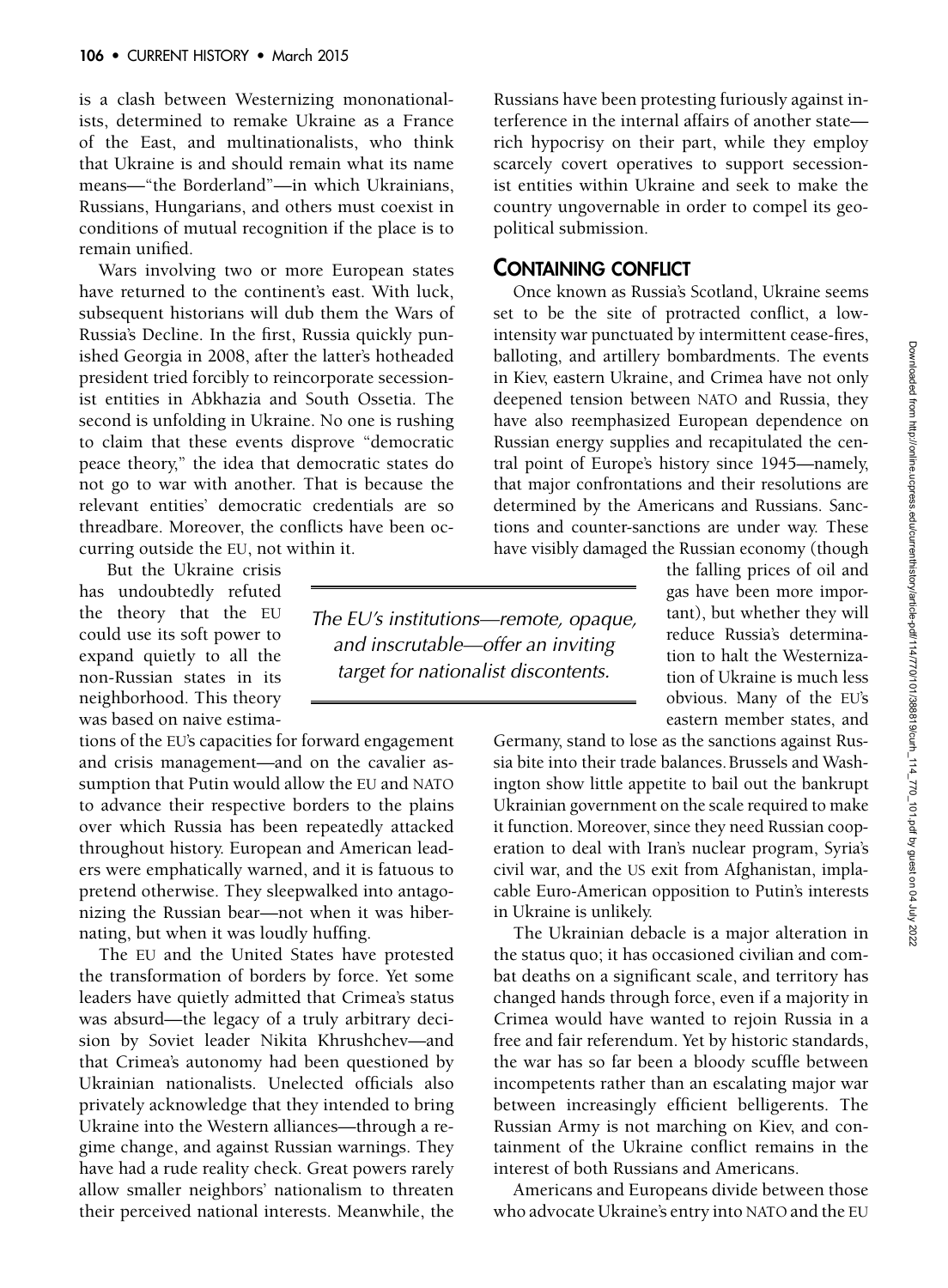is a clash between Westernizing mononationalists, determined to remake Ukraine as a France of the East, and multinationalists, who think that Ukraine is and should remain what its name means—"the Borderland"—in which Ukrainians, Russians, Hungarians, and others must coexist in conditions of mutual recognition if the place is to remain unified.

Wars involving two or more European states have returned to the continent's east. With luck, subsequent historians will dub them the Wars of Russia's Decline. In the first, Russia quickly punished Georgia in 2008, after the latter's hotheaded president tried forcibly to reincorporate secessionist entities in Abkhazia and South Ossetia. The second is unfolding in Ukraine. No one is rushing to claim that these events disprove "democratic peace theory," the idea that democratic states do not go to war with another. That is because the relevant entities' democratic credentials are so threadbare. Moreover, the conflicts have been occurring outside the EU, not within it.

But the Ukraine crisis has undoubtedly refuted the theory that the EU could use its soft power to expand quietly to all the non-Russian states in its neighborhood. This theory was based on naive estimations of the EU's capacities for forward engagement and crisis management—and on the cavalier assumption that Putin would allow the EU and NATO to advance their respective borders to the plains over which Russia has been repeatedly attacked throughout history. European and American leaders were emphatically warned, and it is fatuous to pretend otherwise. They sleepwalked into antagonizing the Russian bear—not when it was hibernating, but when it was loudly huffing.

The EU and the United States have protested the transformation of borders by force. Yet some leaders have quietly admitted that Crimea's status was absurd—the legacy of a truly arbitrary decision by Soviet leader Nikita Khrushchev—and that Crimea's autonomy had been questioned by Ukrainian nationalists. Unelected officials also privately acknowledge that they intended to bring Ukraine into the Western alliances—through a regime change, and against Russian warnings. They have had a rude reality check. Great powers rarely allow smaller neighbors' nationalism to threaten their perceived national interests. Meanwhile, the Russians have been protesting furiously against interference in the internal affairs of another state—rich hypocrisy on their part, while they employ scarcely covert operatives to support secessionist entities within Ukraine and seek to make the country ungovernable in order to compel its geopolitical submission.

## Containing conflict

Once known as Russia's Scotland, Ukraine seems set to be the site of protracted conflict, a low-intensity war punctuated by intermittent cease-fires, balloting, and artillery bombardments. The events in Kiev, eastern Ukraine, and Crimea have not only deepened tension between NATO and Russia, they have also reemphasized European dependence on Russian energy supplies and recapitulated the central point of Europe's history since 1945—namely, that major confrontations and their resolutions are determined by the Americans and Russians. Sanctions and counter-sanctions are under way. These have visibly damaged the Russian economy (though the falling prices of oil and gas have been more important), but whether they will reduce Russia's determination to halt the Westernization of Ukraine is much less obvious. Many of the EU's eastern member states, and Germany, stand to lose as the sanctions against Russia bite into their trade balances. Brussels and Washington show little appetite to bail out the bankrupt Ukrainian government on the scale required to make it function. Moreover, since they need Russian cooperation to deal with Iran's nuclear program, Syria's civil war, and the US exit from Afghanistan, implacable Euro-American opposition to Putin's interests in Ukraine is unlikely.

*The EU's institutions—remote, opaque, and inscrutable—offer an inviting target for nationalist discontents.*

The Ukrainian debacle is a major alteration in the status quo; it has occasioned civilian and combat deaths on a significant scale, and territory has changed hands through force, even if a majority in Crimea would have wanted to rejoin Russia in a free and fair referendum. Yet by historic standards, the war has so far been a bloody scuffle between incompetents rather than an escalating major war between increasingly efficient belligerents. The Russian Army is not marching on Kiev, and containment of the Ukraine conflict remains in the interest of both Russians and Americans.

Americans and Europeans divide between those who advocate Ukraine's entry into NATO and the EU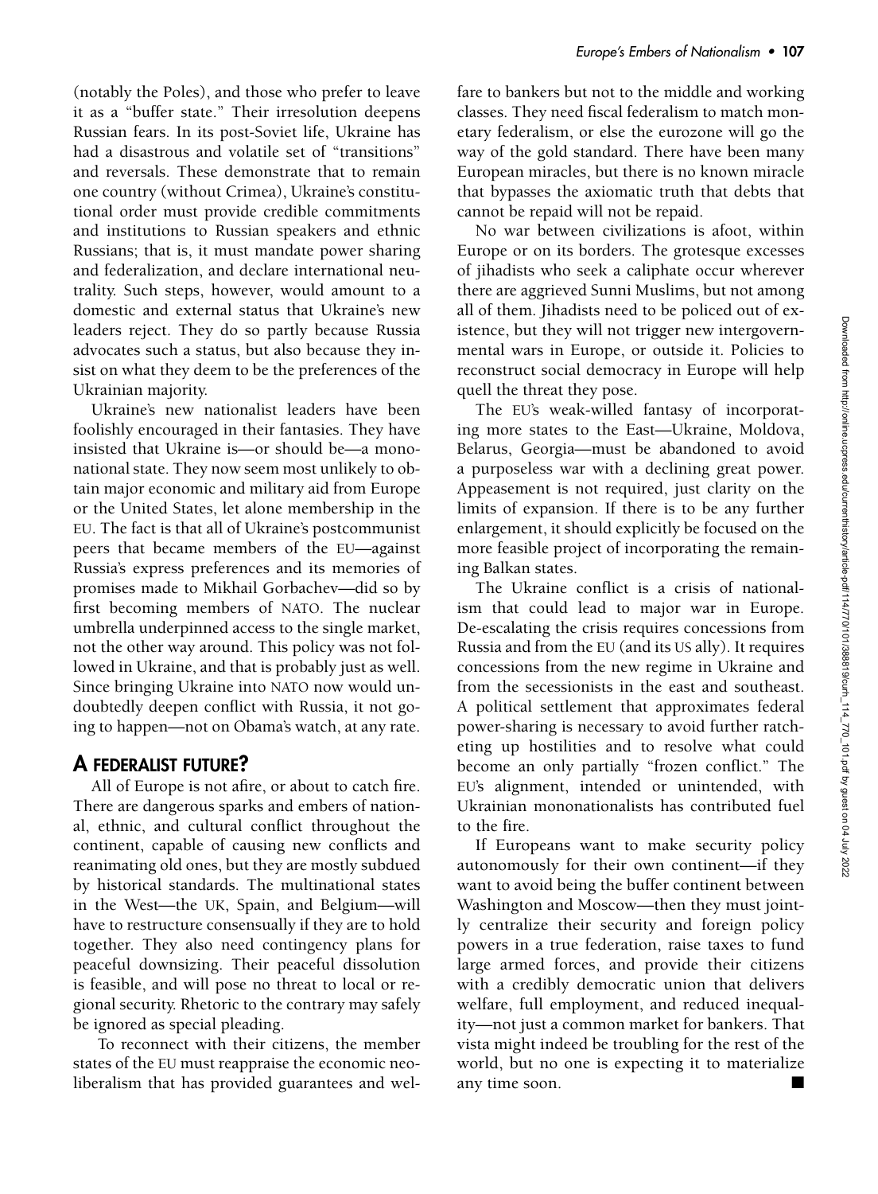(notably the Poles), and those who prefer to leave it as a "buffer state." Their irresolution deepens Russian fears. In its post-Soviet life, Ukraine has had a disastrous and volatile set of "transitions" and reversals. These demonstrate that to remain one country (without Crimea), Ukraine's constitutional order must provide credible commitments and institutions to Russian speakers and ethnic Russians; that is, it must mandate power sharing and federalization, and declare international neutrality. Such steps, however, would amount to a domestic and external status that Ukraine's new leaders reject. They do so partly because Russia advocates such a status, but also because they insist on what they deem to be the preferences of the Ukrainian majority.

Ukraine's new nationalist leaders have been foolishly encouraged in their fantasies. They have insisted that Ukraine is—or should be—a mononational state. They now seem most unlikely to obtain major economic and military aid from Europe or the United States, let alone membership in the EU. The fact is that all of Ukraine's postcommunist peers that became members of the EU—against Russia's express preferences and its memories of promises made to Mikhail Gorbachev—did so by first becoming members of NATO. The nuclear umbrella underpinned access to the single market, not the other way around. This policy was not followed in Ukraine, and that is probably just as well. Since bringing Ukraine into NATO now would undoubtedly deepen conflict with Russia, it not going to happen—not on Obama's watch, at any rate.

## A FEDERALIST FUTURE?

All of Europe is not afire, or about to catch fire. There are dangerous sparks and embers of national, ethnic, and cultural conflict throughout the continent, capable of causing new conflicts and reanimating old ones, but they are mostly subdued by historical standards. The multinational states in the West—the UK, Spain, and Belgium—will have to restructure consensually if they are to hold together. They also need contingency plans for peaceful downsizing. Their peaceful dissolution is feasible, and will pose no threat to local or regional security. Rhetoric to the contrary may safely be ignored as special pleading.

To reconnect with their citizens, the member states of the EU must reappraise the economic neoliberalism that has provided guarantees and welfare to bankers but not to the middle and working classes. They need fiscal federalism to match monetary federalism, or else the eurozone will go the way of the gold standard. There have been many European miracles, but there is no known miracle that bypasses the axiomatic truth that debts that cannot be repaid will not be repaid.

No war between civilizations is afoot, within Europe or on its borders. The grotesque excesses of jihadists who seek a caliphate occur wherever there are aggrieved Sunni Muslims, but not among all of them. Jihadists need to be policed out of existence, but they will not trigger new intergovernmental wars in Europe, or outside it. Policies to reconstruct social democracy in Europe will help quell the threat they pose.

The EU's weak-willed fantasy of incorporating more states to the East—Ukraine, Moldova, Belarus, Georgia—must be abandoned to avoid a purposeless war with a declining great power. Appeasement is not required, just clarity on the limits of expansion. If there is to be any further enlargement, it should explicitly be focused on the more feasible project of incorporating the remaining Balkan states.

The Ukraine conflict is a crisis of nationalism that could lead to major war in Europe. De-escalating the crisis requires concessions from Russia and from the EU (and its US ally). It requires concessions from the new regime in Ukraine and from the secessionists in the east and southeast. A political settlement that approximates federal power-sharing is necessary to avoid further ratcheting up hostilities and to resolve what could become an only partially "frozen conflict." The EU's alignment, intended or unintended, with Ukrainian mononationalists has contributed fuel to the fire.

If Europeans want to make security policy autonomously for their own continent—if they want to avoid being the buffer continent between Washington and Moscow—then they must jointly centralize their security and foreign policy powers in a true federation, raise taxes to fund large armed forces, and provide their citizens with a credibly democratic union that delivers welfare, full employment, and reduced inequality—not just a common market for bankers. That vista might indeed be troubling for the rest of the world, but no one is expecting it to materialize any time soon. ■